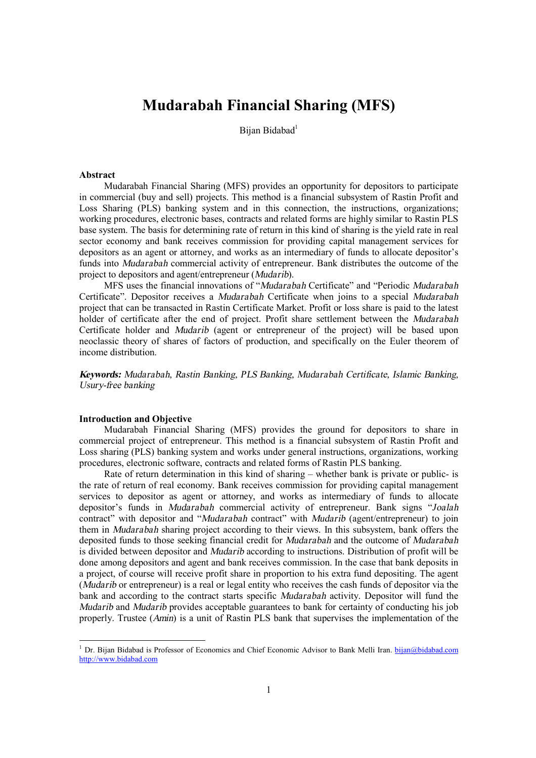# Mudarabah Financial Sharing (MFS)

Bijan Bidabad[1]

**Abstract**

Mudarabah Financial Sharing (MFS) provides an opportunity for depositors to participate in commercial (buy and sell) projects. This method is a financial subsystem of Rastin Profit and Loss Sharing (PLS) banking system and in this connection, the instructions, organizations; working procedures, electronic bases, contracts and related forms are highly similar to Rastin PLS base system. The basis for determining rate of return in this kind of sharing is the yield rate in real sector economy and bank receives commission for providing capital management services for depositors as an agent or attorney, and works as an intermediary of funds to allocate depositor's funds into *Mudarabah* commercial activity of entrepreneur. Bank distributes the outcome of the project to depositors and agent/entrepreneur (*Mudarib*).

MFS uses the financial innovations of "*Mudarabah* Certificate" and "Periodic *Mudarabah* Certificate". Depositor receives a *Mudarabah* Certificate when joins to a special *Mudarabah* project that can be transacted in Rastin Certificate Market. Profit or loss share is paid to the latest holder of certificate after the end of project. Profit share settlement between the *Mudarabah* Certificate holder and *Mudarib* (agent or entrepreneur of the project) will be based upon neoclassic theory of shares of factors of production, and specifically on the Euler theorem of income distribution.

***Keywords:*** *Mudarabah, Rastin Banking, PLS Banking, Mudarabah Certificate, Islamic Banking, Usury-free banking*

**Introduction and Objective**

Mudarabah Financial Sharing (MFS) provides the ground for depositors to share in commercial project of entrepreneur. This method is a financial subsystem of Rastin Profit and Loss sharing (PLS) banking system and works under general instructions, organizations, working procedures, electronic software, contracts and related forms of Rastin PLS banking.

Rate of return determination in this kind of sharing – whether bank is private or public- is the rate of return of real economy. Bank receives commission for providing capital management services to depositor as agent or attorney, and works as intermediary of funds to allocate depositor's funds in *Mudarabah* commercial activity of entrepreneur. Bank signs "*Joalah* contract" with depositor and "*Mudarabah* contract" with *Mudarib* (agent/entrepreneur) to join them in *Mudarabah* sharing project according to their views. In this subsystem, bank offers the deposited funds to those seeking financial credit for *Mudarabah* and the outcome of *Mudarabah* is divided between depositor and *Mudarib* according to instructions. Distribution of profit will be done among depositors and agent and bank receives commission. In the case that bank deposits in a project, of course will receive profit share in proportion to his extra fund depositing. The agent (*Mudarib* or entrepreneur) is a real or legal entity who receives the cash funds of depositor via the bank and according to the contract starts specific *Mudarabah* activity. Depositor will fund the *Mudarib* and *Mudarib* provides acceptable guarantees to bank for certainty of conducting his job properly. Trustee (*Amin*) is a unit of Rastin PLS bank that supervises the implementation of the

[1] Dr. Bijan Bidabad is Professor of Economics and Chief Economic Advisor to Bank Melli Iran. bijan@bidabad.com http://www.bidabad.com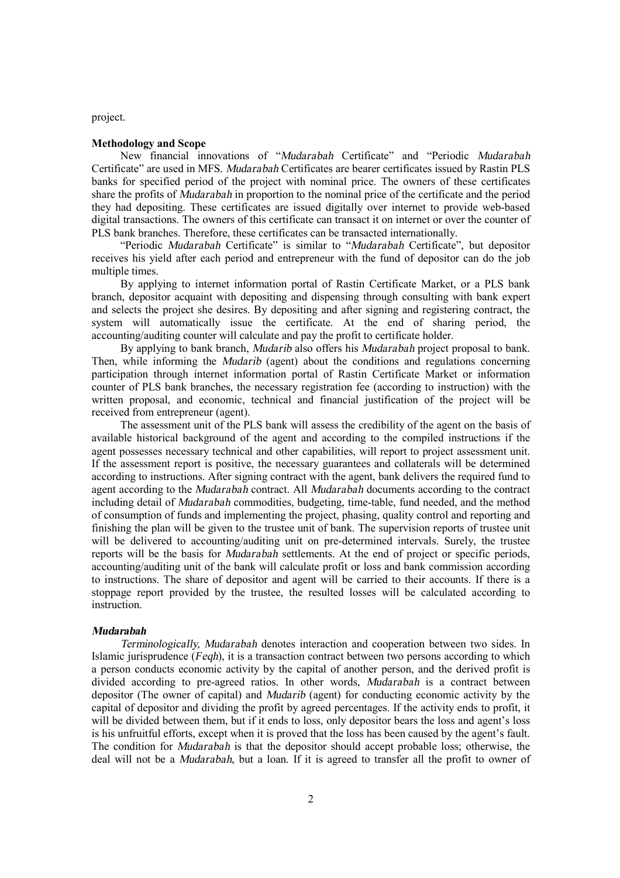project.

**Methodology and Scope**

New financial innovations of "*Mudarabah* Certificate" and "Periodic *Mudarabah* Certificate" are used in MFS. *Mudarabah* Certificates are bearer certificates issued by Rastin PLS banks for specified period of the project with nominal price. The owners of these certificates share the profits of *Mudarabah* in proportion to the nominal price of the certificate and the period they had depositing. These certificates are issued digitally over internet to provide web-based digital transactions. The owners of this certificate can transact it on internet or over the counter of PLS bank branches. Therefore, these certificates can be transacted internationally.

"Periodic *Mudarabah* Certificate" is similar to "*Mudarabah* Certificate", but depositor receives his yield after each period and entrepreneur with the fund of depositor can do the job multiple times.

By applying to internet information portal of Rastin Certificate Market, or a PLS bank branch, depositor acquaint with depositing and dispensing through consulting with bank expert and selects the project she desires. By depositing and after signing and registering contract, the system will automatically issue the certificate. At the end of sharing period, the accounting/auditing counter will calculate and pay the profit to certificate holder.

By applying to bank branch, *Mudarib* also offers his *Mudarabah* project proposal to bank. Then, while informing the *Mudarib* (agent) about the conditions and regulations concerning participation through internet information portal of Rastin Certificate Market or information counter of PLS bank branches, the necessary registration fee (according to instruction) with the written proposal, and economic, technical and financial justification of the project will be received from entrepreneur (agent).

The assessment unit of the PLS bank will assess the credibility of the agent on the basis of available historical background of the agent and according to the compiled instructions if the agent possesses necessary technical and other capabilities, will report to project assessment unit. If the assessment report is positive, the necessary guarantees and collaterals will be determined according to instructions. After signing contract with the agent, bank delivers the required fund to agent according to the *Mudarabah* contract. All *Mudarabah* documents according to the contract including detail of *Mudarabah* commodities, budgeting, time-table, fund needed, and the method of consumption of funds and implementing the project, phasing, quality control and reporting and finishing the plan will be given to the trustee unit of bank. The supervision reports of trustee unit will be delivered to accounting/auditing unit on pre-determined intervals. Surely, the trustee reports will be the basis for *Mudarabah* settlements. At the end of project or specific periods, accounting/auditing unit of the bank will calculate profit or loss and bank commission according to instructions. The share of depositor and agent will be carried to their accounts. If there is a stoppage report provided by the trustee, the resulted losses will be calculated according to instruction.

***Mudarabah***

*Terminologically, Mudarabah* denotes interaction and cooperation between two sides. In Islamic jurisprudence (*Feqh*), it is a transaction contract between two persons according to which a person conducts economic activity by the capital of another person, and the derived profit is divided according to pre-agreed ratios. In other words, *Mudarabah* is a contract between depositor (The owner of capital) and *Mudarib* (agent) for conducting economic activity by the capital of depositor and dividing the profit by agreed percentages. If the activity ends to profit, it will be divided between them, but if it ends to loss, only depositor bears the loss and agent's loss is his unfruitful efforts, except when it is proved that the loss has been caused by the agent's fault. The condition for *Mudarabah* is that the depositor should accept probable loss; otherwise, the deal will not be a *Mudarabah*, but a loan. If it is agreed to transfer all the profit to owner of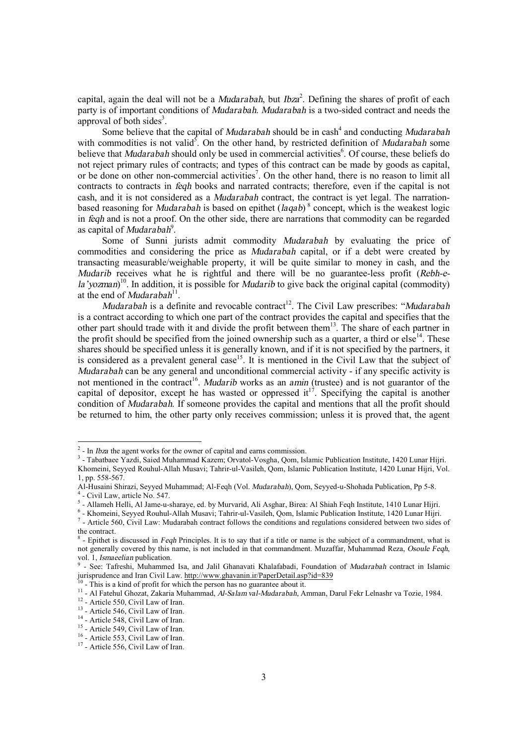capital, again the deal will not be a *Mudarabah*, but *Ibza*[2]. Defining the shares of profit of each party is of important conditions of *Mudarabah*. *Mudarabah* is a two-sided contract and needs the approval of both sides[3].

Some believe that the capital of *Mudarabah* should be in cash[4] and conducting *Mudarabah* with commodities is not valid[5]. On the other hand, by restricted definition of *Mudarabah* some believe that *Mudarabah* should only be used in commercial activities[6]. Of course, these beliefs do not reject primary rules of contracts; and types of this contract can be made by goods as capital, or be done on other non-commercial activities[7]. On the other hand, there is no reason to limit all contracts to contracts in *feqh* books and narrated contracts; therefore, even if the capital is not cash, and it is not considered as a *Mudarabah* contract, the contract is yet legal. The narration-based reasoning for *Mudarabah* is based on epithet (*laqab*)[8] concept, which is the weakest logic in *feqh* and is not a proof. On the other side, there are narrations that commodity can be regarded as capital of *Mudarabah*[9].

Some of Sunni jurists admit commodity *Mudarabah* by evaluating the price of commodities and considering the price as *Mudarabah* capital, or if a debt were created by transacting measurable/weighable property, it will be quite similar to money in cash, and the *Mudarib* receives what he is rightful and there will be no guarantee-less profit (*Rebh-e-la'yozman*)[10]. In addition, it is possible for *Mudarib* to give back the original capital (commodity) at the end of *Mudarabah*[11].

*Mudarabah* is a definite and revocable contract[12]. The Civil Law prescribes: "*Mudarabah* is a contract according to which one part of the contract provides the capital and specifies that the other part should trade with it and divide the profit between them[13]. The share of each partner in the profit should be specified from the joined ownership such as a quarter, a third or else[14]. These shares should be specified unless it is generally known, and if it is not specified by the partners, it is considered as a prevalent general case[15]. It is mentioned in the Civil Law that the subject of *Mudarabah* can be any general and unconditional commercial activity - if any specific activity is not mentioned in the contract[16]. *Mudarib* works as an *amin* (trustee) and is not guarantor of the capital of depositor, except he has wasted or oppressed it[17]. Specifying the capital is another condition of *Mudarabah*. If someone provides the capital and mentions that all the profit should be returned to him, the other party only receives commission; unless it is proved that, the agent

---

[2] - In *Ibza* the agent works for the owner of capital and earns commission.

[3] - Tabatbaee Yazdi, Saied Muhammad Kazem; Orvatol-Vosgha, Qom, Islamic Publication Institute, 1420 Lunar Hijri. Khomeini, Seyyed Rouhul-Allah Musavi; Tahrir-ul-Vasileh, Qom, Islamic Publication Institute, 1420 Lunar Hijri, Vol. 1, pp. 558-567.
Al-Husaini Shirazi, Seyyed Muhammad; Al-Feqh (Vol. *Mudarabah*), Qom, Seyyed-u-Shohada Publication, Pp 5-8.

[4] - Civil Law, article No. 547.

[5] - Allameh Helli, Al Jame-u-sharaye, ed. by Murvarid, Ali Asghar, Birea: Al Shiah Feqh Institute, 1410 Lunar Hijri.

[6] - Khomeini, Seyyed Rouhul-Allah Musavi; Tahrir-ul-Vasileh, Qom, Islamic Publication Institute, 1420 Lunar Hijri.

[7] - Article 560, Civil Law: Mudarabah contract follows the conditions and regulations considered between two sides of the contract.

[8] - Epithet is discussed in *Feqh* Principles. It is to say that if a title or name is the subject of a commandment, what is not generally covered by this name, is not included in that commandment. Muzaffar, Muhammad Reza, *Osoule Feqh*, vol. 1, *Ismaeelian* publication.

[9] - See: Tafreshi, Muhammed Isa, and Jalil Ghanavati Khalafabadi, Foundation of *Mudarabah* contract in Islamic jurisprudence and Iran Civil Law. http://www.ghavanin.ir/PaperDetail.asp?id=839

[10] - This is a kind of profit for which the person has no guarantee about it.

[11] - Al Fatehul Ghozat, Zakaria Muhammad, *Al-Salam val-Mudarabah*, Amman, Darul Fekr Lelnashr va Tozie, 1984.

[12] - Article 550, Civil Law of Iran.

[13] - Article 546, Civil Law of Iran.

[14] - Article 548, Civil Law of Iran.

[15] - Article 549, Civil Law of Iran.

[16] - Article 553, Civil Law of Iran.

[17] - Article 556, Civil Law of Iran.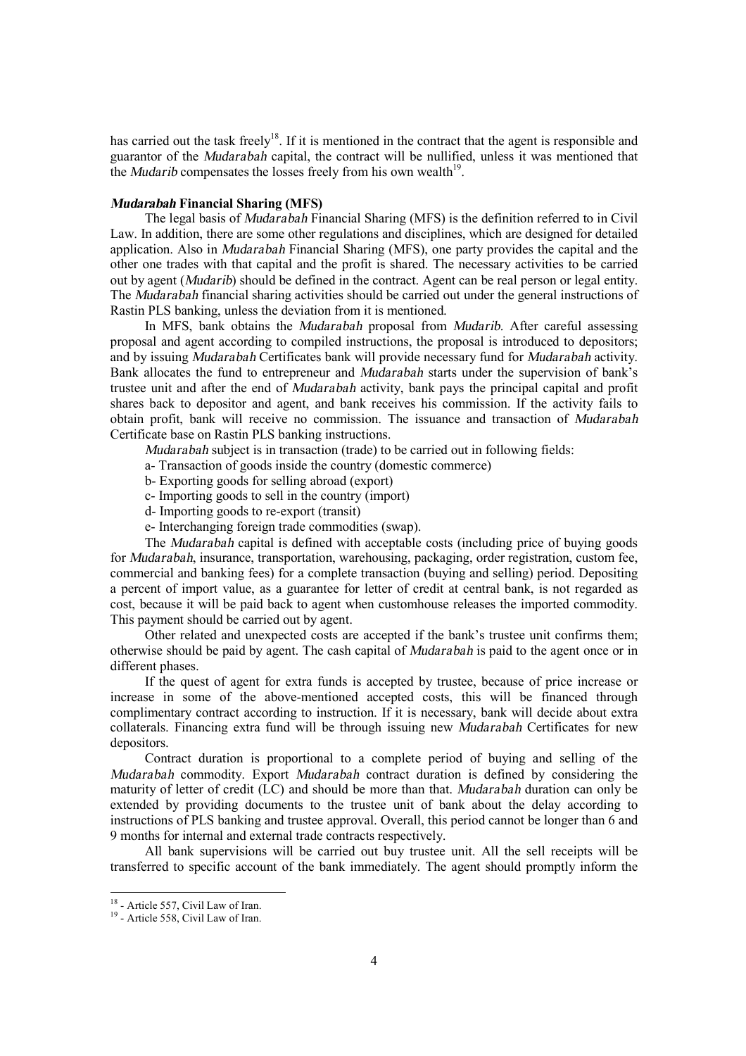has carried out the task freely[18]. If it is mentioned in the contract that the agent is responsible and guarantor of the *Mudarabah* capital, the contract will be nullified, unless it was mentioned that the *Mudarib* compensates the losses freely from his own wealth[19].

### *Mudarabah* Financial Sharing (MFS)

The legal basis of *Mudarabah* Financial Sharing (MFS) is the definition referred to in Civil Law. In addition, there are some other regulations and disciplines, which are designed for detailed application. Also in *Mudarabah* Financial Sharing (MFS), one party provides the capital and the other one trades with that capital and the profit is shared. The necessary activities to be carried out by agent (*Mudarib*) should be defined in the contract. Agent can be real person or legal entity. The *Mudarabah* financial sharing activities should be carried out under the general instructions of Rastin PLS banking, unless the deviation from it is mentioned.

In MFS, bank obtains the *Mudarabah* proposal from *Mudarib*. After careful assessing proposal and agent according to compiled instructions, the proposal is introduced to depositors; and by issuing *Mudarabah* Certificates bank will provide necessary fund for *Mudarabah* activity. Bank allocates the fund to entrepreneur and *Mudarabah* starts under the supervision of bank's trustee unit and after the end of *Mudarabah* activity, bank pays the principal capital and profit shares back to depositor and agent, and bank receives his commission. If the activity fails to obtain profit, bank will receive no commission. The issuance and transaction of *Mudarabah* Certificate base on Rastin PLS banking instructions.

*Mudarabah* subject is in transaction (trade) to be carried out in following fields:

a- Transaction of goods inside the country (domestic commerce)

b- Exporting goods for selling abroad (export)

c- Importing goods to sell in the country (import)

d- Importing goods to re-export (transit)

e- Interchanging foreign trade commodities (swap).

The *Mudarabah* capital is defined with acceptable costs (including price of buying goods for *Mudarabah*, insurance, transportation, warehousing, packaging, order registration, custom fee, commercial and banking fees) for a complete transaction (buying and selling) period. Depositing a percent of import value, as a guarantee for letter of credit at central bank, is not regarded as cost, because it will be paid back to agent when customhouse releases the imported commodity. This payment should be carried out by agent.

Other related and unexpected costs are accepted if the bank's trustee unit confirms them; otherwise should be paid by agent. The cash capital of *Mudarabah* is paid to the agent once or in different phases.

If the quest of agent for extra funds is accepted by trustee, because of price increase or increase in some of the above-mentioned accepted costs, this will be financed through complimentary contract according to instruction. If it is necessary, bank will decide about extra collaterals. Financing extra fund will be through issuing new *Mudarabah* Certificates for new depositors.

Contract duration is proportional to a complete period of buying and selling of the *Mudarabah* commodity. Export *Mudarabah* contract duration is defined by considering the maturity of letter of credit (LC) and should be more than that. *Mudarabah* duration can only be extended by providing documents to the trustee unit of bank about the delay according to instructions of PLS banking and trustee approval. Overall, this period cannot be longer than 6 and 9 months for internal and external trade contracts respectively.

All bank supervisions will be carried out buy trustee unit. All the sell receipts will be transferred to specific account of the bank immediately. The agent should promptly inform the

---

[18] - Article 557, Civil Law of Iran.

[19] - Article 558, Civil Law of Iran.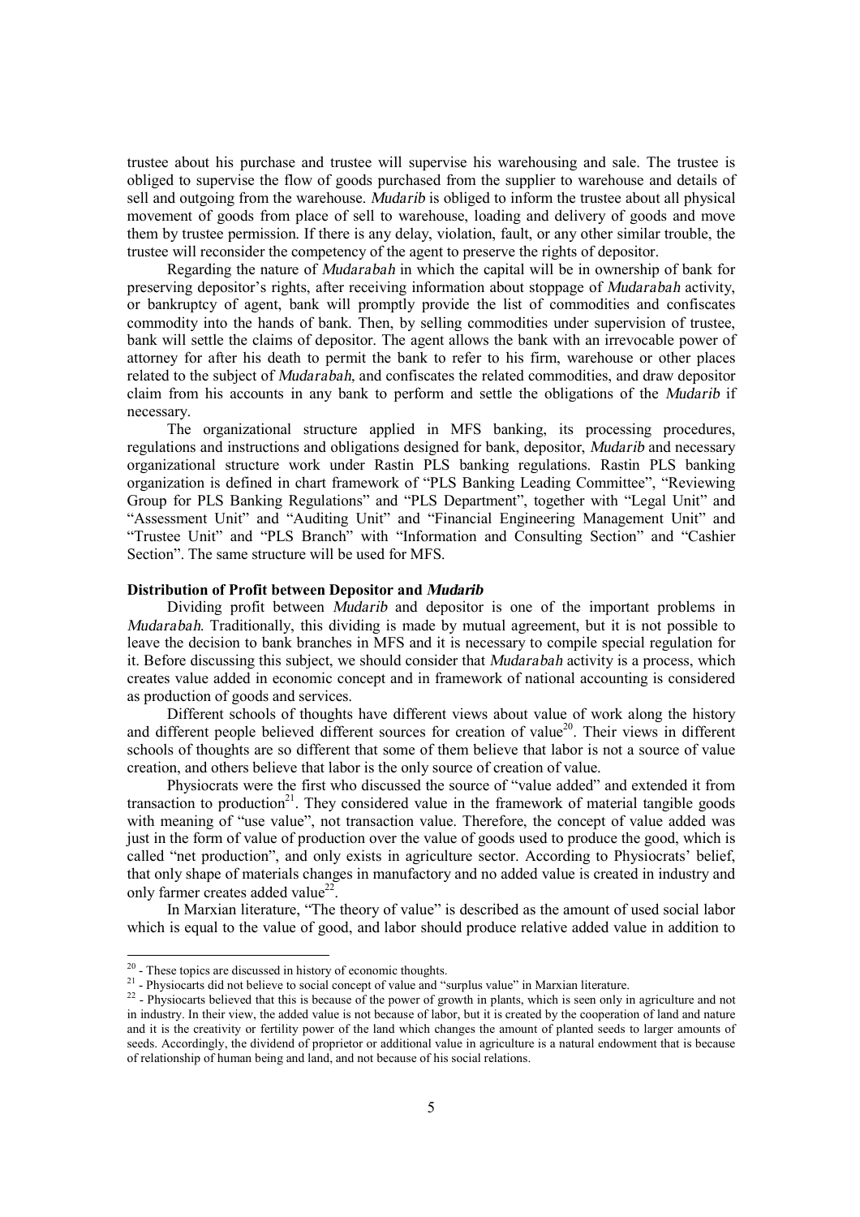trustee about his purchase and trustee will supervise his warehousing and sale. The trustee is obliged to supervise the flow of goods purchased from the supplier to warehouse and details of sell and outgoing from the warehouse. *Mudarib* is obliged to inform the trustee about all physical movement of goods from place of sell to warehouse, loading and delivery of goods and move them by trustee permission. If there is any delay, violation, fault, or any other similar trouble, the trustee will reconsider the competency of the agent to preserve the rights of depositor.

Regarding the nature of *Mudarabah* in which the capital will be in ownership of bank for preserving depositor's rights, after receiving information about stoppage of *Mudarabah* activity, or bankruptcy of agent, bank will promptly provide the list of commodities and confiscates commodity into the hands of bank. Then, by selling commodities under supervision of trustee, bank will settle the claims of depositor. The agent allows the bank with an irrevocable power of attorney for after his death to permit the bank to refer to his firm, warehouse or other places related to the subject of *Mudarabah,* and confiscates the related commodities, and draw depositor claim from his accounts in any bank to perform and settle the obligations of the *Mudarib* if necessary.

The organizational structure applied in MFS banking, its processing procedures, regulations and instructions and obligations designed for bank, depositor, *Mudarib* and necessary organizational structure work under Rastin PLS banking regulations. Rastin PLS banking organization is defined in chart framework of "PLS Banking Leading Committee", "Reviewing Group for PLS Banking Regulations" and "PLS Department", together with "Legal Unit" and "Assessment Unit" and "Auditing Unit" and "Financial Engineering Management Unit" and "Trustee Unit" and "PLS Branch" with "Information and Consulting Section" and "Cashier Section". The same structure will be used for MFS.

### Distribution of Profit between Depositor and *Mudarib*

Dividing profit between *Mudarib* and depositor is one of the important problems in *Mudarabah*. Traditionally, this dividing is made by mutual agreement, but it is not possible to leave the decision to bank branches in MFS and it is necessary to compile special regulation for it. Before discussing this subject, we should consider that *Mudarabah* activity is a process, which creates value added in economic concept and in framework of national accounting is considered as production of goods and services.

Different schools of thoughts have different views about value of work along the history and different people believed different sources for creation of value[20]. Their views in different schools of thoughts are so different that some of them believe that labor is not a source of value creation, and others believe that labor is the only source of creation of value.

Physiocrats were the first who discussed the source of "value added" and extended it from transaction to production[21]. They considered value in the framework of material tangible goods with meaning of "use value", not transaction value. Therefore, the concept of value added was just in the form of value of production over the value of goods used to produce the good, which is called "net production", and only exists in agriculture sector. According to Physiocrats' belief, that only shape of materials changes in manufactory and no added value is created in industry and only farmer creates added value[22].

In Marxian literature, "The theory of value" is described as the amount of used social labor which is equal to the value of good, and labor should produce relative added value in addition to

---

[20] - These topics are discussed in history of economic thoughts.

[21] - Physiocarts did not believe to social concept of value and "surplus value" in Marxian literature.

[22] - Physiocarts believed that this is because of the power of growth in plants, which is seen only in agriculture and not in industry. In their view, the added value is not because of labor, but it is created by the cooperation of land and nature and it is the creativity or fertility power of the land which changes the amount of planted seeds to larger amounts of seeds. Accordingly, the dividend of proprietor or additional value in agriculture is a natural endowment that is because of relationship of human being and land, and not because of his social relations.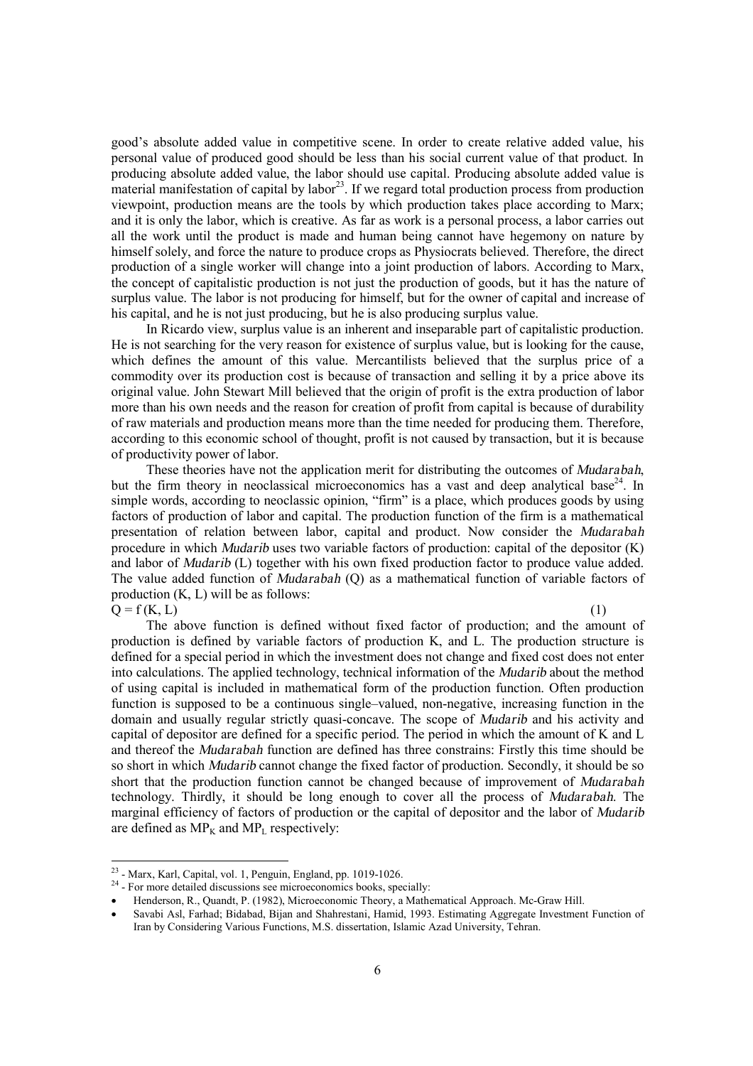good's absolute added value in competitive scene. In order to create relative added value, his personal value of produced good should be less than his social current value of that product. In producing absolute added value, the labor should use capital. Producing absolute added value is material manifestation of capital by labor[23]. If we regard total production process from production viewpoint, production means are the tools by which production takes place according to Marx; and it is only the labor, which is creative. As far as work is a personal process, a labor carries out all the work until the product is made and human being cannot have hegemony on nature by himself solely, and force the nature to produce crops as Physiocrats believed. Therefore, the direct production of a single worker will change into a joint production of labors. According to Marx, the concept of capitalistic production is not just the production of goods, but it has the nature of surplus value. The labor is not producing for himself, but for the owner of capital and increase of his capital, and he is not just producing, but he is also producing surplus value.

In Ricardo view, surplus value is an inherent and inseparable part of capitalistic production. He is not searching for the very reason for existence of surplus value, but is looking for the cause, which defines the amount of this value. Mercantilists believed that the surplus price of a commodity over its production cost is because of transaction and selling it by a price above its original value. John Stewart Mill believed that the origin of profit is the extra production of labor more than his own needs and the reason for creation of profit from capital is because of durability of raw materials and production means more than the time needed for producing them. Therefore, according to this economic school of thought, profit is not caused by transaction, but it is because of productivity power of labor.

These theories have not the application merit for distributing the outcomes of *Mudarabah*, but the firm theory in neoclassical microeconomics has a vast and deep analytical base[24]. In simple words, according to neoclassic opinion, "firm" is a place, which produces goods by using factors of production of labor and capital. The production function of the firm is a mathematical presentation of relation between labor, capital and product. Now consider the *Mudarabah* procedure in which *Mudarib* uses two variable factors of production: capital of the depositor (K) and labor of *Mudarib* (L) together with his own fixed production factor to produce value added. The value added function of *Mudarabah* (Q) as a mathematical function of variable factors of production (K, L) will be as follows:

$$Q = f(K, L) \tag{1}$$

The above function is defined without fixed factor of production; and the amount of production is defined by variable factors of production K, and L. The production structure is defined for a special period in which the investment does not change and fixed cost does not enter into calculations. The applied technology, technical information of the *Mudarib* about the method of using capital is included in mathematical form of the production function. Often production function is supposed to be a continuous single–valued, non-negative, increasing function in the domain and usually regular strictly quasi-concave. The scope of *Mudarib* and his activity and capital of depositor are defined for a specific period. The period in which the amount of K and L and thereof the *Mudarabah* function are defined has three constrains: Firstly this time should be so short in which *Mudarib* cannot change the fixed factor of production. Secondly, it should be so short that the production function cannot be changed because of improvement of *Mudarabah* technology. Thirdly, it should be long enough to cover all the process of *Mudarabah*. The marginal efficiency of factors of production or the capital of depositor and the labor of *Mudarib* are defined as $MP_K$ and $MP_L$ respectively:

---

[23] - Marx, Karl, Capital, vol. 1, Penguin, England, pp. 1019-1026.

[24] - For more detailed discussions see microeconomics books, specially:

- Henderson, R., Quandt, P. (1982), Microeconomic Theory, a Mathematical Approach. Mc-Graw Hill.
- Savabi Asl, Farhad; Bidabad, Bijan and Shahrestani, Hamid, 1993. Estimating Aggregate Investment Function of Iran by Considering Various Functions, M.S. dissertation, Islamic Azad University, Tehran.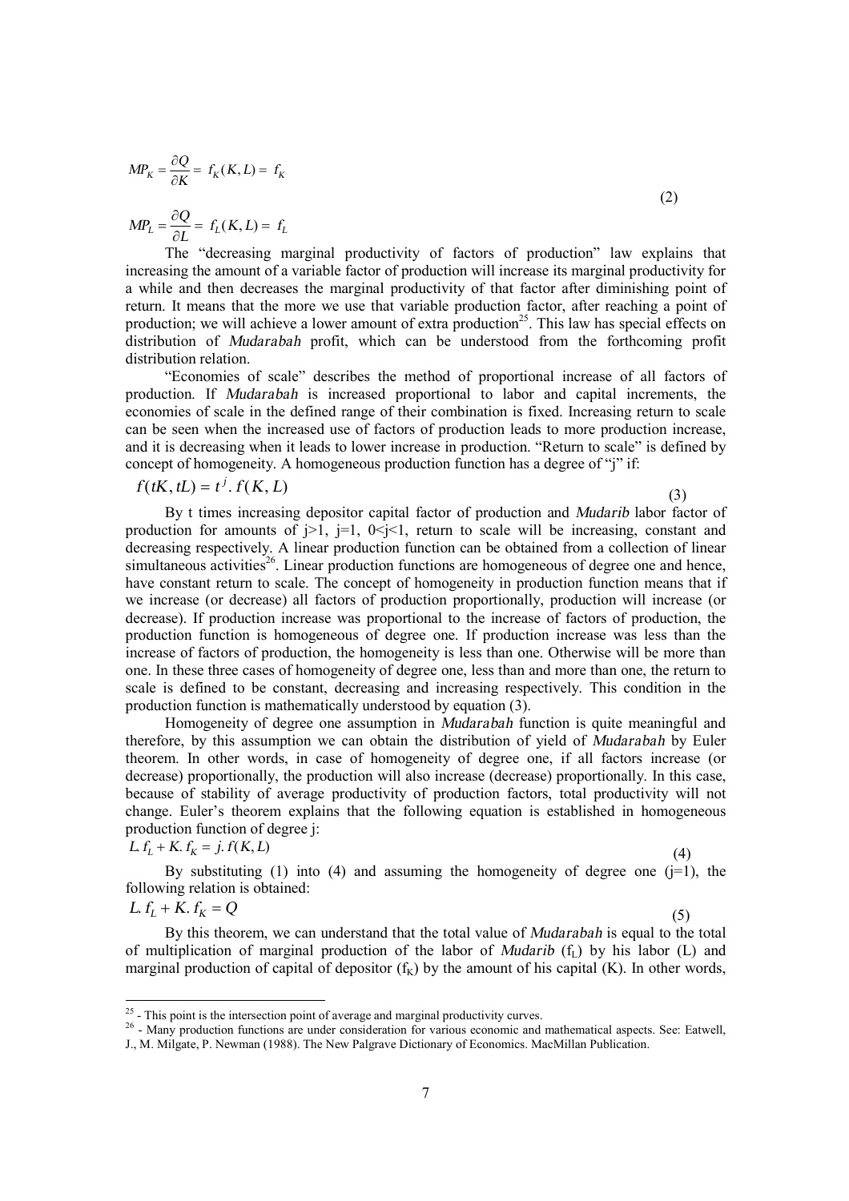$$MP_K = \frac{\partial Q}{\partial K} = f_K(K, L) = f_K$$

$$MP_L = \frac{\partial Q}{\partial L} = f_L(K, L) = f_L \tag{2}$$

The "decreasing marginal productivity of factors of production" law explains that increasing the amount of a variable factor of production will increase its marginal productivity for a while and then decreases the marginal productivity of that factor after diminishing point of return. It means that the more we use that variable production factor, after reaching a point of production; we will achieve a lower amount of extra production[25]. This law has special effects on distribution of *Mudarabah* profit, which can be understood from the forthcoming profit distribution relation.

"Economies of scale" describes the method of proportional increase of all factors of production. If *Mudarabah* is increased proportional to labor and capital increments, the economies of scale in the defined range of their combination is fixed. Increasing return to scale can be seen when the increased use of factors of production leads to more production increase, and it is decreasing when it leads to lower increase in production. "Return to scale" is defined by concept of homogeneity. A homogeneous production function has a degree of "j" if:

$$f(tK, tL) = t^j . f(K, L) \tag{3}$$

By t times increasing depositor capital factor of production and *Mudarib* labor factor of production for amounts of $j>1$, $j=1$, $0<j<1$, return to scale will be increasing, constant and decreasing respectively. A linear production function can be obtained from a collection of linear simultaneous activities[26]. Linear production functions are homogeneous of degree one and hence, have constant return to scale. The concept of homogeneity in production function means that if we increase (or decrease) all factors of production proportionally, production will increase (or decrease). If production increase was proportional to the increase of factors of production, the production function is homogeneous of degree one. If production increase was less than the increase of factors of production, the homogeneity is less than one. Otherwise will be more than one. In these three cases of homogeneity of degree one, less than and more than one, the return to scale is defined to be constant, decreasing and increasing respectively. This condition in the production function is mathematically understood by equation (3).

Homogeneity of degree one assumption in *Mudarabah* function is quite meaningful and therefore, by this assumption we can obtain the distribution of yield of *Mudarabah* by Euler theorem. In other words, in case of homogeneity of degree one, if all factors increase (or decrease) proportionally, the production will also increase (decrease) proportionally. In this case, because of stability of average productivity of production factors, total productivity will not change. Euler's theorem explains that the following equation is established in homogeneous production function of degree j:

$$L. f_L + K. f_K = j. f(K, L) \tag{4}$$

By substituting (1) into (4) and assuming the homogeneity of degree one ($j=1$), the following relation is obtained:

$$L. f_L + K. f_K = Q \tag{5}$$

By this theorem, we can understand that the total value of *Mudarabah* is equal to the total of multiplication of marginal production of the labor of *Mudarib* ($f_L$) by his labor (L) and marginal production of capital of depositor ($f_K$) by the amount of his capital (K). In other words,

---

[25] - This point is the intersection point of average and marginal productivity curves.

[26] - Many production functions are under consideration for various economic and mathematical aspects. See: Eatwell, J., M. Milgate, P. Newman (1988). The New Palgrave Dictionary of Economics. MacMillan Publication.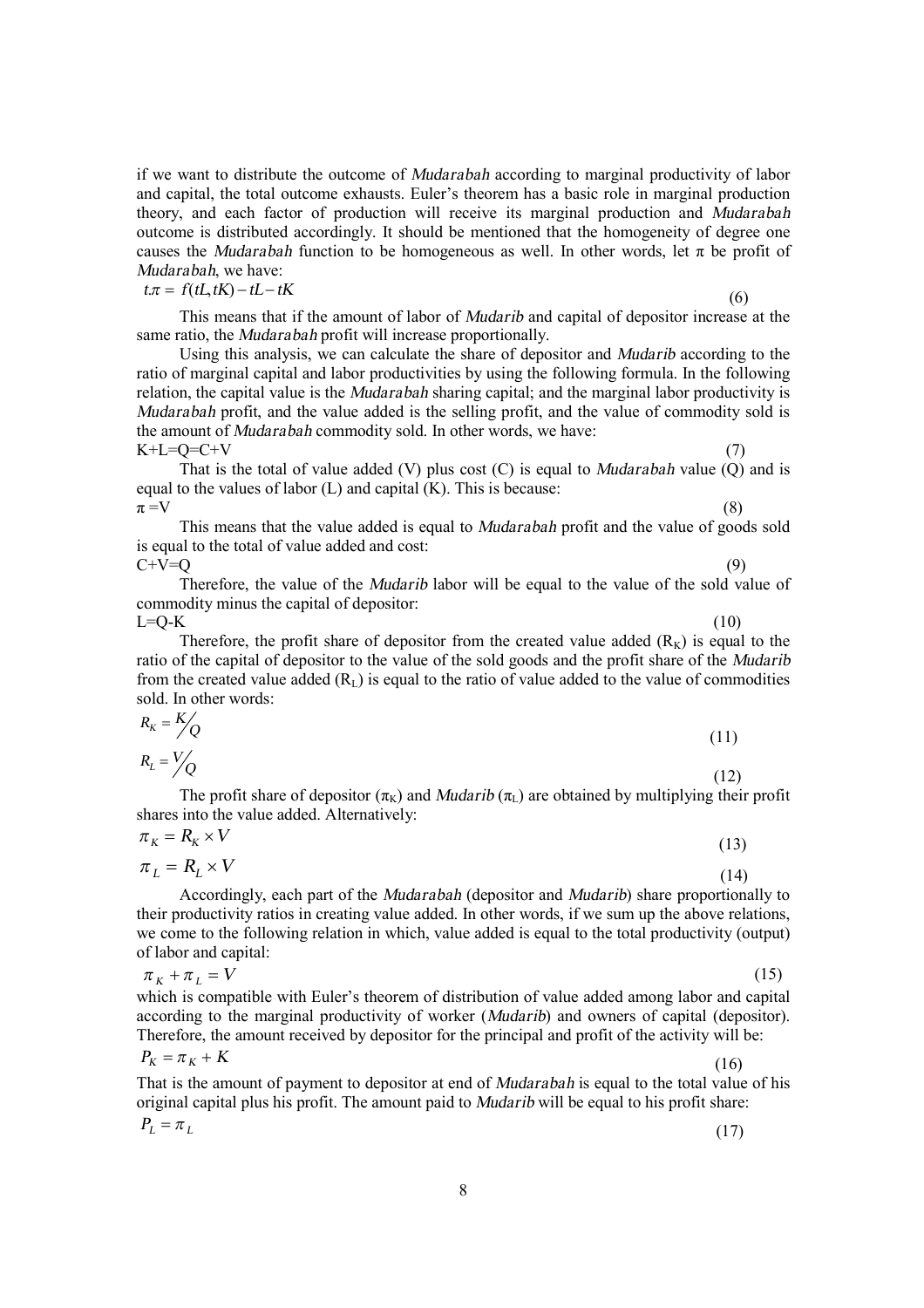if we want to distribute the outcome of *Mudarabah* according to marginal productivity of labor and capital, the total outcome exhausts. Euler's theorem has a basic role in marginal production theory, and each factor of production will receive its marginal production and *Mudarabah* outcome is distributed accordingly. It should be mentioned that the homogeneity of degree one causes the *Mudarabah* function to be homogeneous as well. In other words, let $\pi$ be profit of *Mudarabah*, we have:

$$t\pi = f(tL, tK) - tL - tK \tag{6}$$

This means that if the amount of labor of *Mudarib* and capital of depositor increase at the same ratio, the *Mudarabah* profit will increase proportionally.

Using this analysis, we can calculate the share of depositor and *Mudarib* according to the ratio of marginal capital and labor productivities by using the following formula. In the following relation, the capital value is the *Mudarabah* sharing capital; and the marginal labor productivity is *Mudarabah* profit, and the value added is the selling profit, and the value of commodity sold is the amount of *Mudarabah* commodity sold. In other words, we have:

$$K+L=Q=C+V \tag{7}$$

That is the total of value added (V) plus cost (C) is equal to *Mudarabah* value (Q) and is equal to the values of labor (L) and capital (K). This is because:

$$\pi = V \tag{8}$$

This means that the value added is equal to *Mudarabah* profit and the value of goods sold is equal to the total of value added and cost:

$$C+V=Q \tag{9}$$

Therefore, the value of the *Mudarib* labor will be equal to the value of the sold value of commodity minus the capital of depositor:

$$L=Q-K \tag{10}$$

Therefore, the profit share of depositor from the created value added ($R_K$) is equal to the ratio of the capital of depositor to the value of the sold goods and the profit share of the *Mudarib* from the created value added ($R_L$) is equal to the ratio of value added to the value of commodities sold. In other words:

$$R_K = K/Q \tag{11}$$

$$R_L = V/Q \tag{12}$$

The profit share of depositor ($\pi_K$) and *Mudarib* ($\pi_L$) are obtained by multiplying their profit shares into the value added. Alternatively:

$$\pi_K = R_K \times V \tag{13}$$

$$\pi_L = R_L \times V \tag{14}$$

Accordingly, each part of the *Mudarabah* (depositor and *Mudarib*) share proportionally to their productivity ratios in creating value added. In other words, if we sum up the above relations, we come to the following relation in which, value added is equal to the total productivity (output) of labor and capital:

$$\pi_K + \pi_L = V \tag{15}$$

which is compatible with Euler's theorem of distribution of value added among labor and capital according to the marginal productivity of worker (*Mudarib*) and owners of capital (depositor). Therefore, the amount received by depositor for the principal and profit of the activity will be:

$$P_K = \pi_K + K \tag{16}$$

That is the amount of payment to depositor at end of *Mudarabah* is equal to the total value of his original capital plus his profit. The amount paid to *Mudarib* will be equal to his profit share:

$$P_L = \pi_L \tag{17}$$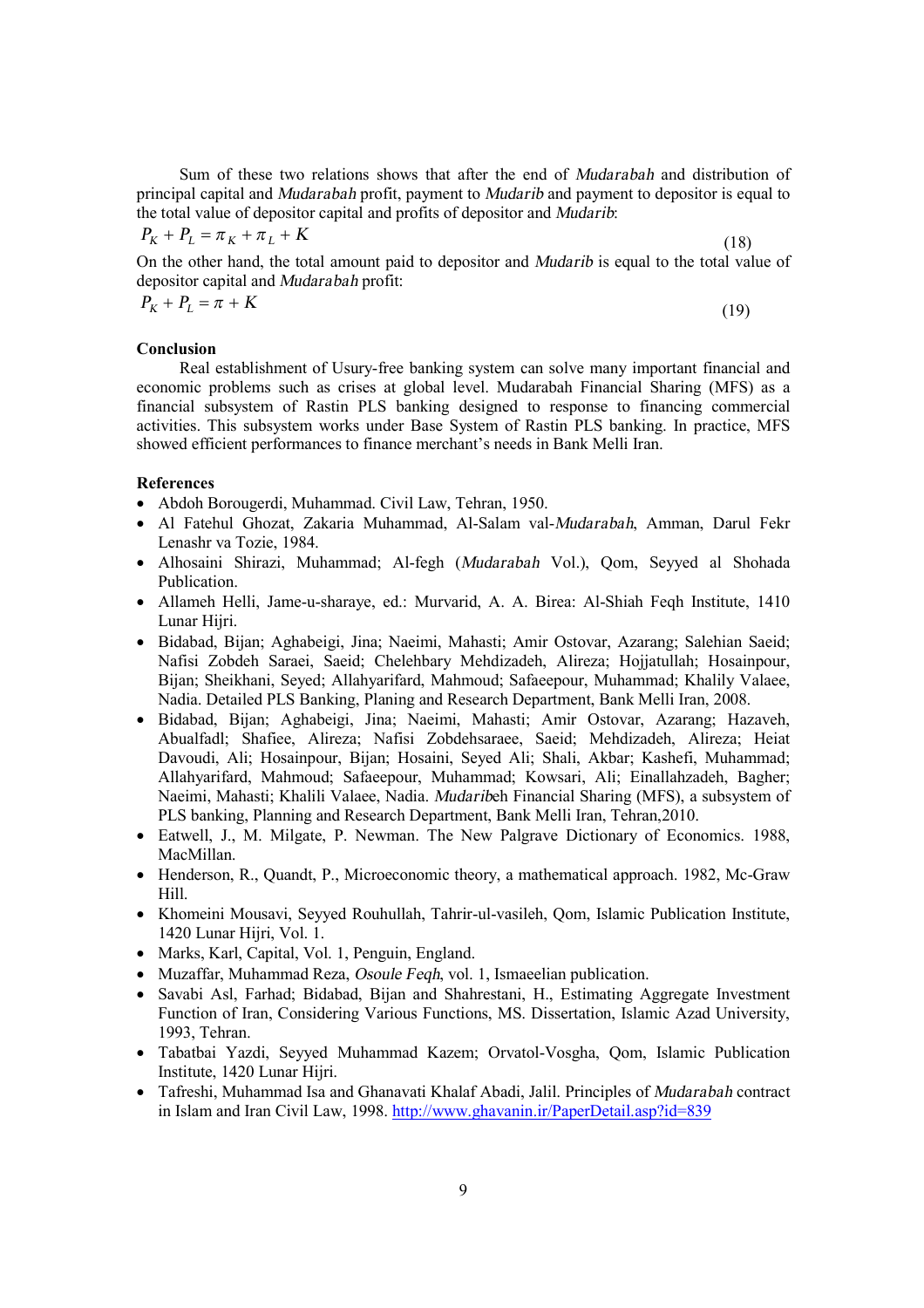Sum of these two relations shows that after the end of *Mudarabah* and distribution of principal capital and *Mudarabah* profit, payment to *Mudarib* and payment to depositor is equal to the total value of depositor capital and profits of depositor and *Mudarib*:

$$P_K + P_L = \pi_K + \pi_L + K \tag{18}$$

On the other hand, the total amount paid to depositor and *Mudarib* is equal to the total value of depositor capital and *Mudarabah* profit:

$$P_K + P_L = \pi + K \tag{19}$$

**Conclusion**

Real establishment of Usury-free banking system can solve many important financial and economic problems such as crises at global level. Mudarabah Financial Sharing (MFS) as a financial subsystem of Rastin PLS banking designed to response to financing commercial activities. This subsystem works under Base System of Rastin PLS banking. In practice, MFS showed efficient performances to finance merchant's needs in Bank Melli Iran.

**References**

- Abdoh Borougerdi, Muhammad. Civil Law, Tehran, 1950.
- Al Fatehul Ghozat, Zakaria Muhammad, Al-Salam val-*Mudarabah*, Amman, Darul Fekr Lenashr va Tozie, 1984.
- Alhosaini Shirazi, Muhammad; Al-fegh (*Mudarabah* Vol.), Qom, Seyyed al Shohada Publication.
- Allameh Helli, Jame-u-sharaye, ed.: Murvarid, A. A. Birea: Al-Shiah Feqh Institute, 1410 Lunar Hijri.
- Bidabad, Bijan; Aghabeigi, Jina; Naeimi, Mahasti; Amir Ostovar, Azarang; Salehian Saeid; Nafisi Zobdeh Saraei, Saeid; Chelehbary Mehdizadeh, Alireza; Hojjatullah; Hosainpour, Bijan; Sheikhani, Seyed; Allahyarifard, Mahmoud; Safaeepour, Muhammad; Khalily Valaee, Nadia. Detailed PLS Banking, Planing and Research Department, Bank Melli Iran, 2008.
- Bidabad, Bijan; Aghabeigi, Jina; Naeimi, Mahasti; Amir Ostovar, Azarang; Hazaveh, Abualfadl; Shafiee, Alireza; Nafisi Zobdehsaraee, Saeid; Mehdizadeh, Alireza; Heiat Davoudi, Ali; Hosainpour, Bijan; Hosaini, Seyed Ali; Shali, Akbar; Kashefi, Muhammad; Allahyarifard, Mahmoud; Safaeepour, Muhammad; Kowsari, Ali; Einallahzadeh, Bagher; Naeimi, Mahasti; Khalili Valaee, Nadia. *Mudarib*eh Financial Sharing (MFS), a subsystem of PLS banking, Planning and Research Department, Bank Melli Iran, Tehran,2010.
- Eatwell, J., M. Milgate, P. Newman. The New Palgrave Dictionary of Economics. 1988, MacMillan.
- Henderson, R., Quandt, P., Microeconomic theory, a mathematical approach. 1982, Mc-Graw Hill.
- Khomeini Mousavi, Seyyed Rouhullah, Tahrir-ul-vasileh, Qom, Islamic Publication Institute, 1420 Lunar Hijri, Vol. 1.
- Marks, Karl, Capital, Vol. 1, Penguin, England.
- Muzaffar, Muhammad Reza, *Osoule Feqh*, vol. 1, Ismaeelian publication.
- Savabi Asl, Farhad; Bidabad, Bijan and Shahrestani, H., Estimating Aggregate Investment Function of Iran, Considering Various Functions, MS. Dissertation, Islamic Azad University, 1993, Tehran.
- Tabatbai Yazdi, Seyyed Muhammad Kazem; Orvatol-Vosgha, Qom, Islamic Publication Institute, 1420 Lunar Hijri.
- Tafreshi, Muhammad Isa and Ghanavati Khalaf Abadi, Jalil. Principles of *Mudarabah* contract in Islam and Iran Civil Law, 1998. http://www.ghavanin.ir/PaperDetail.asp?id=839